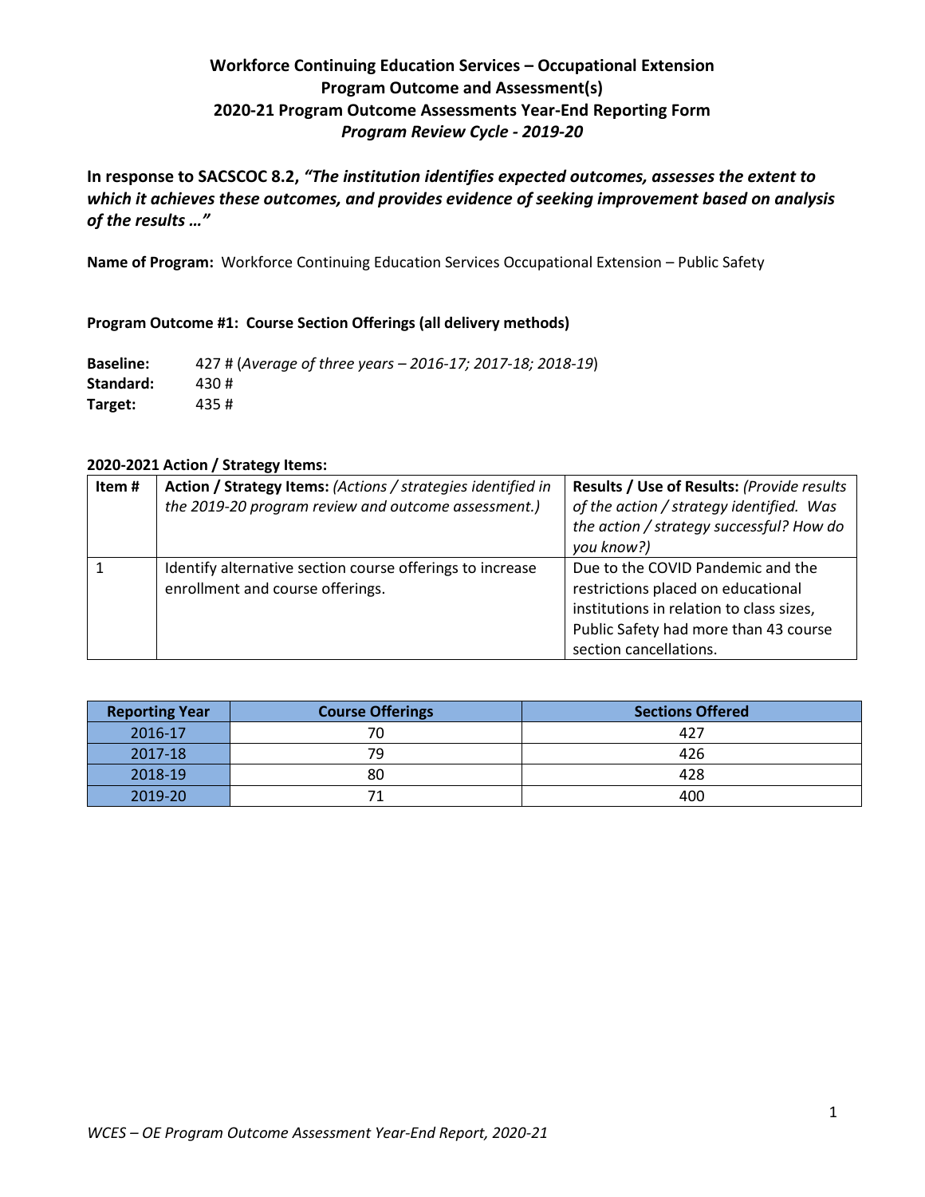# Workforce Continuing Education Services – Occupational Extension
## Program Outcome and Assessment(s)
## 2020-21 Program Outcome Assessments Year-End Reporting Form
### *Program Review Cycle - 2019-20*

**In response to SACSCOC 8.2, *"The institution identifies expected outcomes, assesses the extent to which it achieves these outcomes, and provides evidence of seeking improvement based on analysis of the results …"***

**Name of Program:** Workforce Continuing Education Services Occupational Extension – Public Safety

**Program Outcome #1: Course Section Offerings (all delivery methods)**

**Baseline:** 427 # (*Average of three years – 2016-17; 2017-18; 2018-19*)
**Standard:** 430 #
**Target:** 435 #

**2020-2021 Action / Strategy Items:**

| Item # | **Action / Strategy Items:** *(Actions / strategies identified in the 2019-20 program review and outcome assessment.)* | **Results / Use of Results:** *(Provide results of the action / strategy identified. Was the action / strategy successful? How do you know?)* |
|---|---|---|
| 1 | Identify alternative section course offerings to increase enrollment and course offerings. | Due to the COVID Pandemic and the restrictions placed on educational institutions in relation to class sizes, Public Safety had more than 43 course section cancellations. |

| Reporting Year | Course Offerings | Sections Offered |
|---|---|---|
| 2016-17 | 70 | 427 |
| 2017-18 | 79 | 426 |
| 2018-19 | 80 | 428 |
| 2019-20 | 71 | 400 |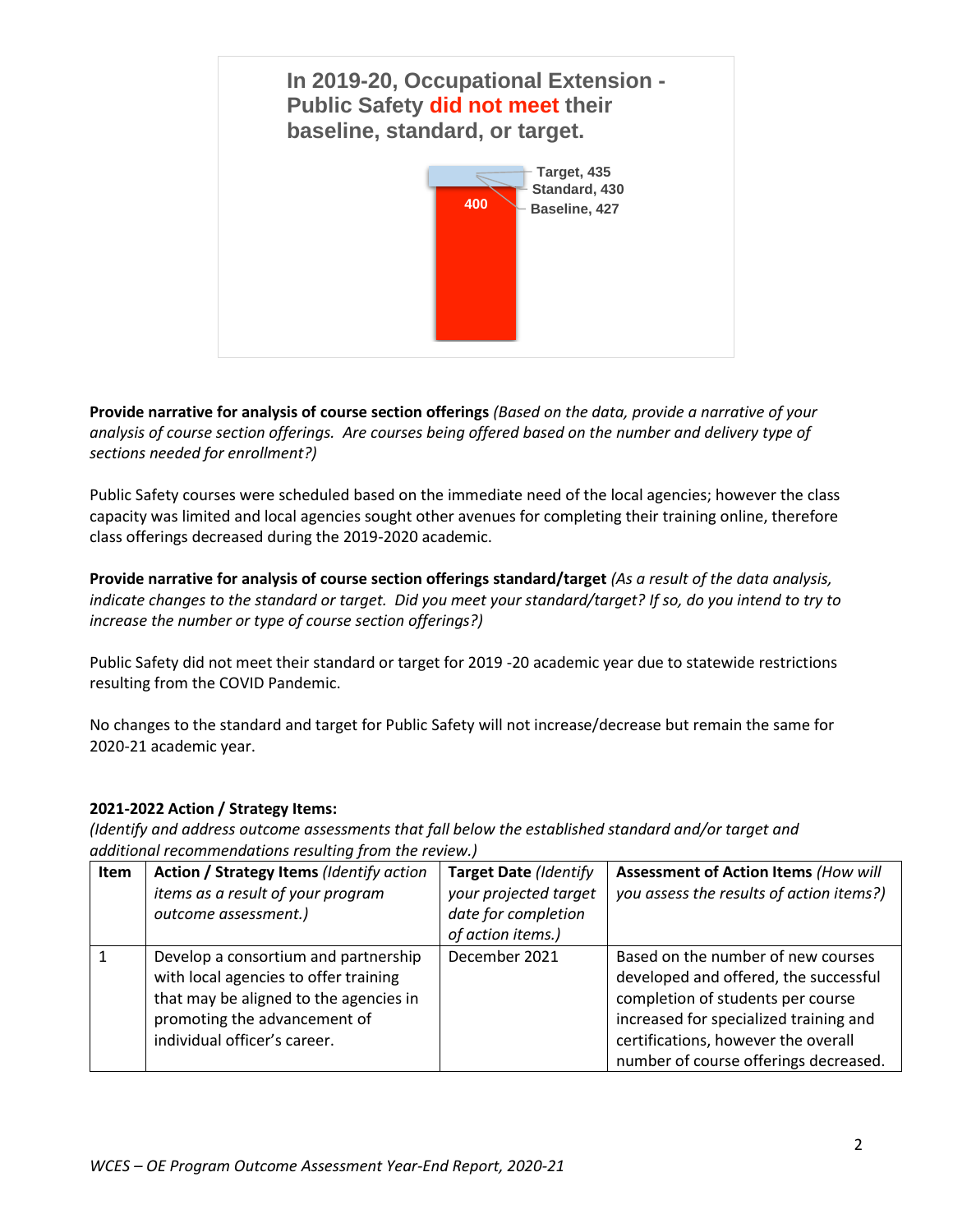**In 2019-20, Occupational Extension - Public Safety did not meet their baseline, standard, or target.**

400

Target, 435
Standard, 430
Baseline, 427

**Provide narrative for analysis of course section offerings** *(Based on the data, provide a narrative of your analysis of course section offerings. Are courses being offered based on the number and delivery type of sections needed for enrollment?)*

Public Safety courses were scheduled based on the immediate need of the local agencies; however the class capacity was limited and local agencies sought other avenues for completing their training online, therefore class offerings decreased during the 2019-2020 academic.

**Provide narrative for analysis of course section offerings standard/target** *(As a result of the data analysis, indicate changes to the standard or target. Did you meet your standard/target? If so, do you intend to try to increase the number or type of course section offerings?)*

Public Safety did not meet their standard or target for 2019 -20 academic year due to statewide restrictions resulting from the COVID Pandemic.

No changes to the standard and target for Public Safety will not increase/decrease but remain the same for 2020-21 academic year.

**2021-2022 Action / Strategy Items:**

*(Identify and address outcome assessments that fall below the established standard and/or target and additional recommendations resulting from the review.)*

| Item | Action / Strategy Items *(Identify action items as a result of your program outcome assessment.)* | Target Date *(Identify your projected target date for completion of action items.)* | Assessment of Action Items *(How will you assess the results of action items?)* |
|---|---|---|---|
| 1 | Develop a consortium and partnership with local agencies to offer training that may be aligned to the agencies in promoting the advancement of individual officer's career. | December 2021 | Based on the number of new courses developed and offered, the successful completion of students per course increased for specialized training and certifications, however the overall number of course offerings decreased. |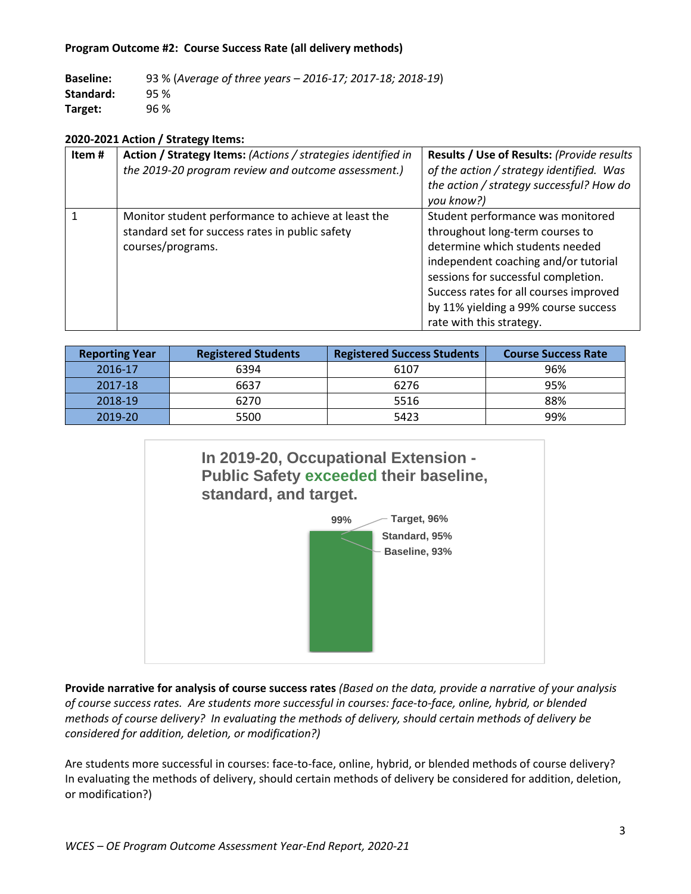**Program Outcome #2: Course Success Rate (all delivery methods)**

**Baseline:** 93 % (*Average of three years – 2016-17; 2017-18; 2018-19*)
**Standard:** 95 %
**Target:** 96 %

**2020-2021 Action / Strategy Items:**

| Item # | **Action / Strategy Items:** *(Actions / strategies identified in the 2019-20 program review and outcome assessment.)* | **Results / Use of Results:** *(Provide results of the action / strategy identified. Was the action / strategy successful? How do you know?)* |
|---|---|---|
| 1 | Monitor student performance to achieve at least the standard set for success rates in public safety courses/programs. | Student performance was monitored throughout long-term courses to determine which students needed independent coaching and/or tutorial sessions for successful completion. Success rates for all courses improved by 11% yielding a 99% course success rate with this strategy. |

| Reporting Year | Registered Students | Registered Success Students | Course Success Rate |
|---|---|---|---|
| 2016-17 | 6394 | 6107 | 96% |
| 2017-18 | 6637 | 6276 | 95% |
| 2018-19 | 6270 | 5516 | 88% |
| 2019-20 | 5500 | 5423 | 99% |

**In 2019-20, Occupational Extension - Public Safety exceeded their baseline, standard, and target.**

99% — Target, 96% — Standard, 95% — Baseline, 93%

**Provide narrative for analysis of course success rates** *(Based on the data, provide a narrative of your analysis of course success rates. Are students more successful in courses: face-to-face, online, hybrid, or blended methods of course delivery? In evaluating the methods of delivery, should certain methods of delivery be considered for addition, deletion, or modification?)*

Are students more successful in courses: face-to-face, online, hybrid, or blended methods of course delivery? In evaluating the methods of delivery, should certain methods of delivery be considered for addition, deletion, or modification?)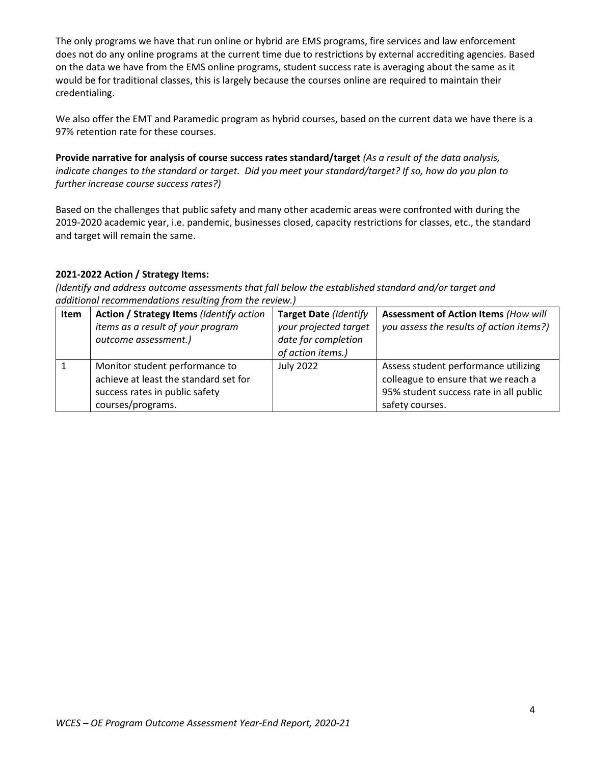The only programs we have that run online or hybrid are EMS programs, fire services and law enforcement does not do any online programs at the current time due to restrictions by external accrediting agencies. Based on the data we have from the EMS online programs, student success rate is averaging about the same as it would be for traditional classes, this is largely because the courses online are required to maintain their credentialing.

We also offer the EMT and Paramedic program as hybrid courses, based on the current data we have there is a 97% retention rate for these courses.

**Provide narrative for analysis of course success rates standard/target** *(As a result of the data analysis, indicate changes to the standard or target. Did you meet your standard/target? If so, how do you plan to further increase course success rates?)*

Based on the challenges that public safety and many other academic areas were confronted with during the 2019-2020 academic year, i.e. pandemic, businesses closed, capacity restrictions for classes, etc., the standard and target will remain the same.

**2021-2022 Action / Strategy Items:**

*(Identify and address outcome assessments that fall below the established standard and/or target and additional recommendations resulting from the review.)*

| Item | **Action / Strategy Items** *(Identify action items as a result of your program outcome assessment.)* | **Target Date** *(Identify your projected target date for completion of action items.)* | **Assessment of Action Items** *(How will you assess the results of action items?)* |
|---|---|---|---|
| 1 | Monitor student performance to achieve at least the standard set for success rates in public safety courses/programs. | July 2022 | Assess student performance utilizing colleague to ensure that we reach a 95% student success rate in all public safety courses. |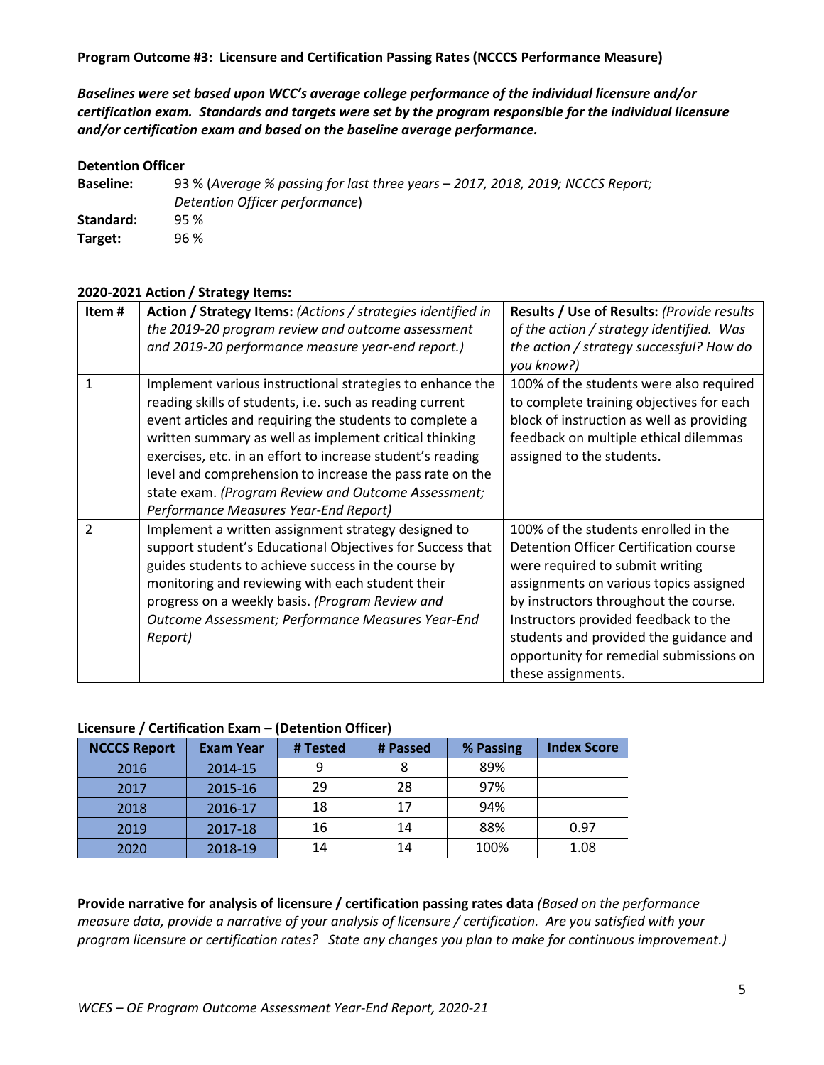**Program Outcome #3: Licensure and Certification Passing Rates (NCCCS Performance Measure)**

***Baselines were set based upon WCC's average college performance of the individual licensure and/or certification exam. Standards and targets were set by the program responsible for the individual licensure and/or certification exam and based on the baseline average performance.***

**Detention Officer**

**Baseline:** 93 % (*Average % passing for last three years – 2017, 2018, 2019; NCCCS Report; Detention Officer performance*)
**Standard:** 95 %
**Target:** 96 %

**2020-2021 Action / Strategy Items:**

| Item # | Action / Strategy Items: *(Actions / strategies identified in the 2019-20 program review and outcome assessment and 2019-20 performance measure year-end report.)* | Results / Use of Results: *(Provide results of the action / strategy identified. Was the action / strategy successful? How do you know?)* |
|---|---|---|
| 1 | Implement various instructional strategies to enhance the reading skills of students, i.e. such as reading current event articles and requiring the students to complete a written summary as well as implement critical thinking exercises, etc. in an effort to increase student's reading level and comprehension to increase the pass rate on the state exam. *(Program Review and Outcome Assessment; Performance Measures Year-End Report)* | 100% of the students were also required to complete training objectives for each block of instruction as well as providing feedback on multiple ethical dilemmas assigned to the students. |
| 2 | Implement a written assignment strategy designed to support student's Educational Objectives for Success that guides students to achieve success in the course by monitoring and reviewing with each student their progress on a weekly basis. *(Program Review and Outcome Assessment; Performance Measures Year-End Report)* | 100% of the students enrolled in the Detention Officer Certification course were required to submit writing assignments on various topics assigned by instructors throughout the course. Instructors provided feedback to the students and provided the guidance and opportunity for remedial submissions on these assignments. |

**Licensure / Certification Exam – (Detention Officer)**

| NCCCS Report | Exam Year | # Tested | # Passed | % Passing | Index Score |
|---|---|---|---|---|---|
| 2016 | 2014-15 | 9 | 8 | 89% | |
| 2017 | 2015-16 | 29 | 28 | 97% | |
| 2018 | 2016-17 | 18 | 17 | 94% | |
| 2019 | 2017-18 | 16 | 14 | 88% | 0.97 |
| 2020 | 2018-19 | 14 | 14 | 100% | 1.08 |

**Provide narrative for analysis of licensure / certification passing rates data** *(Based on the performance measure data, provide a narrative of your analysis of licensure / certification. Are you satisfied with your program licensure or certification rates? State any changes you plan to make for continuous improvement.)*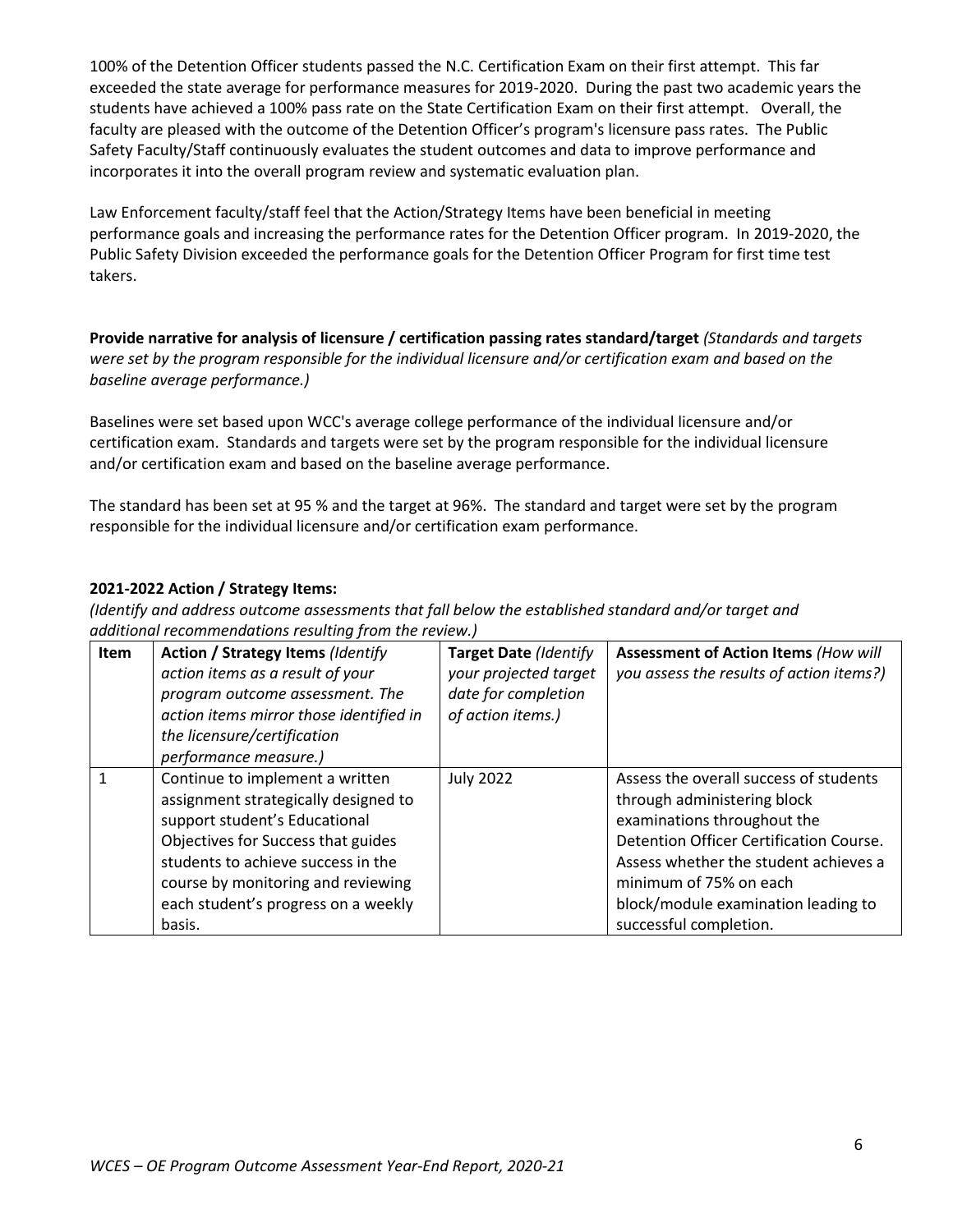100% of the Detention Officer students passed the N.C. Certification Exam on their first attempt. This far exceeded the state average for performance measures for 2019-2020. During the past two academic years the students have achieved a 100% pass rate on the State Certification Exam on their first attempt. Overall, the faculty are pleased with the outcome of the Detention Officer's program's licensure pass rates. The Public Safety Faculty/Staff continuously evaluates the student outcomes and data to improve performance and incorporates it into the overall program review and systematic evaluation plan.

Law Enforcement faculty/staff feel that the Action/Strategy Items have been beneficial in meeting performance goals and increasing the performance rates for the Detention Officer program. In 2019-2020, the Public Safety Division exceeded the performance goals for the Detention Officer Program for first time test takers.

**Provide narrative for analysis of licensure / certification passing rates standard/target** *(Standards and targets were set by the program responsible for the individual licensure and/or certification exam and based on the baseline average performance.)*

Baselines were set based upon WCC's average college performance of the individual licensure and/or certification exam. Standards and targets were set by the program responsible for the individual licensure and/or certification exam and based on the baseline average performance.

The standard has been set at 95 % and the target at 96%. The standard and target were set by the program responsible for the individual licensure and/or certification exam performance.

**2021-2022 Action / Strategy Items:**

*(Identify and address outcome assessments that fall below the established standard and/or target and additional recommendations resulting from the review.)*

| Item | **Action / Strategy Items** *(Identify action items as a result of your program outcome assessment. The action items mirror those identified in the licensure/certification performance measure.)* | **Target Date** *(Identify your projected target date for completion of action items.)* | **Assessment of Action Items** *(How will you assess the results of action items?)* |
|---|---|---|---|
| 1 | Continue to implement a written assignment strategically designed to support student's Educational Objectives for Success that guides students to achieve success in the course by monitoring and reviewing each student's progress on a weekly basis. | July 2022 | Assess the overall success of students through administering block examinations throughout the Detention Officer Certification Course. Assess whether the student achieves a minimum of 75% on each block/module examination leading to successful completion. |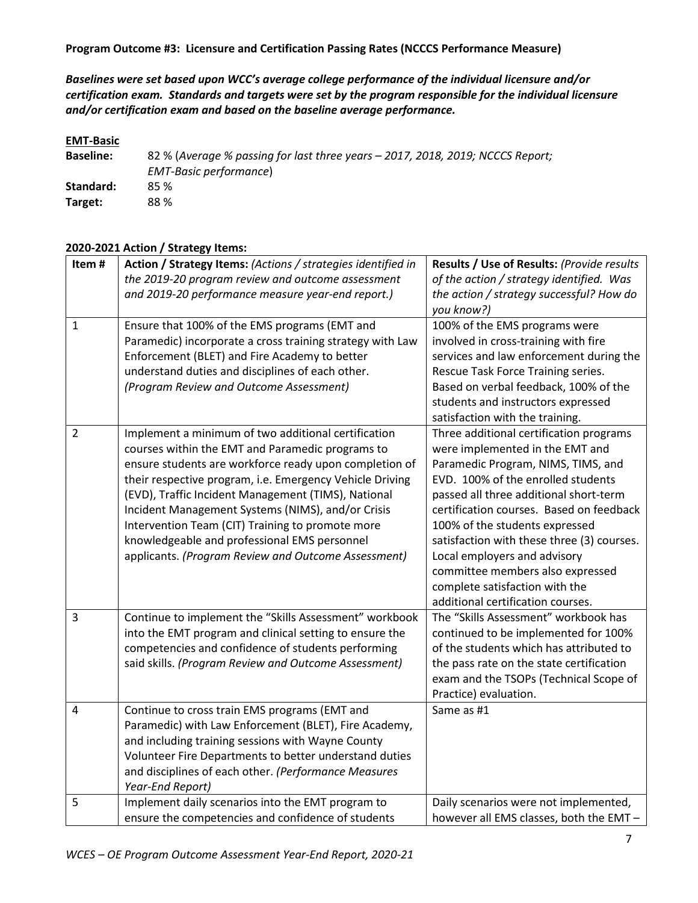**Program Outcome #3: Licensure and Certification Passing Rates (NCCCS Performance Measure)**

***Baselines were set based upon WCC's average college performance of the individual licensure and/or certification exam. Standards and targets were set by the program responsible for the individual licensure and/or certification exam and based on the baseline average performance.***

**EMT-Basic**

**Baseline:** 82 % (*Average % passing for last three years – 2017, 2018, 2019; NCCCS Report; EMT-Basic performance*)
**Standard:** 85 %
**Target:** 88 %

**2020-2021 Action / Strategy Items:**

| Item # | Action / Strategy Items: *(Actions / strategies identified in the 2019-20 program review and outcome assessment and 2019-20 performance measure year-end report.)* | Results / Use of Results: *(Provide results of the action / strategy identified. Was the action / strategy successful? How do you know?)* |
|---|---|---|
| 1 | Ensure that 100% of the EMS programs (EMT and Paramedic) incorporate a cross training strategy with Law Enforcement (BLET) and Fire Academy to better understand duties and disciplines of each other. *(Program Review and Outcome Assessment)* | 100% of the EMS programs were involved in cross-training with fire services and law enforcement during the Rescue Task Force Training series. Based on verbal feedback, 100% of the students and instructors expressed satisfaction with the training. |
| 2 | Implement a minimum of two additional certification courses within the EMT and Paramedic programs to ensure students are workforce ready upon completion of their respective program, i.e. Emergency Vehicle Driving (EVD), Traffic Incident Management (TIMS), National Incident Management Systems (NIMS), and/or Crisis Intervention Team (CIT) Training to promote more knowledgeable and professional EMS personnel applicants. *(Program Review and Outcome Assessment)* | Three additional certification programs were implemented in the EMT and Paramedic Program, NIMS, TIMS, and EVD. 100% of the enrolled students passed all three additional short-term certification courses. Based on feedback 100% of the students expressed satisfaction with these three (3) courses. Local employers and advisory committee members also expressed complete satisfaction with the additional certification courses. |
| 3 | Continue to implement the "Skills Assessment" workbook into the EMT program and clinical setting to ensure the competencies and confidence of students performing said skills. *(Program Review and Outcome Assessment)* | The "Skills Assessment" workbook has continued to be implemented for 100% of the students which has attributed to the pass rate on the state certification exam and the TSOPs (Technical Scope of Practice) evaluation. |
| 4 | Continue to cross train EMS programs (EMT and Paramedic) with Law Enforcement (BLET), Fire Academy, and including training sessions with Wayne County Volunteer Fire Departments to better understand duties and disciplines of each other. *(Performance Measures Year-End Report)* | Same as #1 |
| 5 | Implement daily scenarios into the EMT program to ensure the competencies and confidence of students | Daily scenarios were not implemented, however all EMS classes, both the EMT – |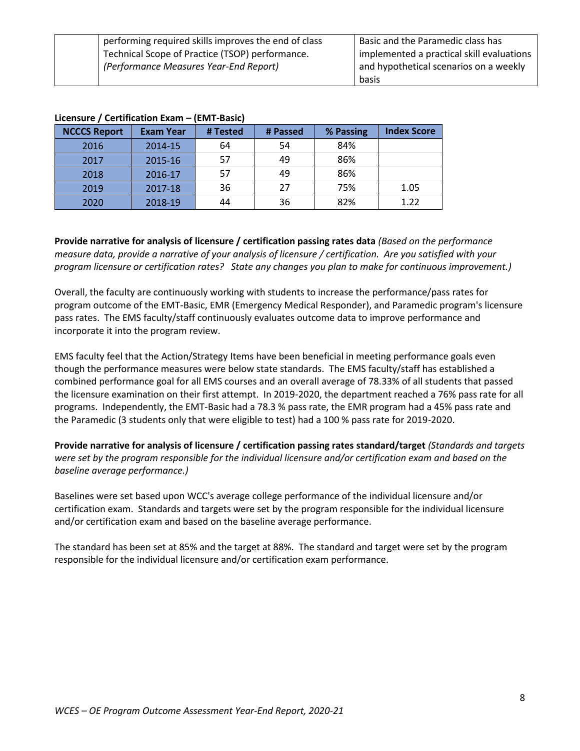| | performing required skills improves the end of class Technical Scope of Practice (TSOP) performance. *(Performance Measures Year-End Report)* | Basic and the Paramedic class has implemented a practical skill evaluations and hypothetical scenarios on a weekly basis |
|---|---|---|

**Licensure / Certification Exam – (EMT-Basic)**

| NCCCS Report | Exam Year | # Tested | # Passed | % Passing | Index Score |
|---|---|---|---|---|---|
| 2016 | 2014-15 | 64 | 54 | 84% | |
| 2017 | 2015-16 | 57 | 49 | 86% | |
| 2018 | 2016-17 | 57 | 49 | 86% | |
| 2019 | 2017-18 | 36 | 27 | 75% | 1.05 |
| 2020 | 2018-19 | 44 | 36 | 82% | 1.22 |

**Provide narrative for analysis of licensure / certification passing rates data** *(Based on the performance measure data, provide a narrative of your analysis of licensure / certification. Are you satisfied with your program licensure or certification rates? State any changes you plan to make for continuous improvement.)*

Overall, the faculty are continuously working with students to increase the performance/pass rates for program outcome of the EMT-Basic, EMR (Emergency Medical Responder), and Paramedic program's licensure pass rates. The EMS faculty/staff continuously evaluates outcome data to improve performance and incorporate it into the program review.

EMS faculty feel that the Action/Strategy Items have been beneficial in meeting performance goals even though the performance measures were below state standards. The EMS faculty/staff has established a combined performance goal for all EMS courses and an overall average of 78.33% of all students that passed the licensure examination on their first attempt. In 2019-2020, the department reached a 76% pass rate for all programs. Independently, the EMT-Basic had a 78.3 % pass rate, the EMR program had a 45% pass rate and the Paramedic (3 students only that were eligible to test) had a 100 % pass rate for 2019-2020.

**Provide narrative for analysis of licensure / certification passing rates standard/target** *(Standards and targets were set by the program responsible for the individual licensure and/or certification exam and based on the baseline average performance.)*

Baselines were set based upon WCC's average college performance of the individual licensure and/or certification exam. Standards and targets were set by the program responsible for the individual licensure and/or certification exam and based on the baseline average performance.

The standard has been set at 85% and the target at 88%. The standard and target were set by the program responsible for the individual licensure and/or certification exam performance.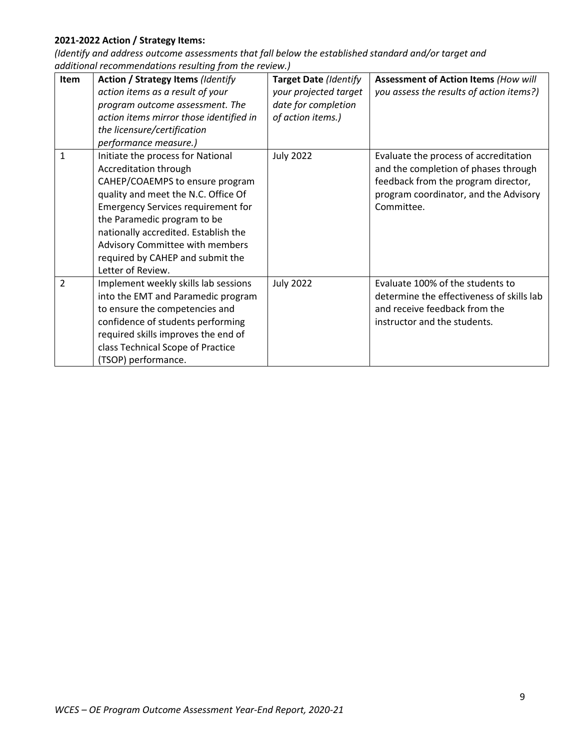**2021-2022 Action / Strategy Items:**

*(Identify and address outcome assessments that fall below the established standard and/or target and additional recommendations resulting from the review.)*

| Item | **Action / Strategy Items** *(Identify action items as a result of your program outcome assessment. The action items mirror those identified in the licensure/certification performance measure.)* | **Target Date** *(Identify your projected target date for completion of action items.)* | **Assessment of Action Items** *(How will you assess the results of action items?)* |
|---|---|---|---|
| 1 | Initiate the process for National Accreditation through CAHEP/COAEMPS to ensure program quality and meet the N.C. Office Of Emergency Services requirement for the Paramedic program to be nationally accredited. Establish the Advisory Committee with members required by CAHEP and submit the Letter of Review. | July 2022 | Evaluate the process of accreditation and the completion of phases through feedback from the program director, program coordinator, and the Advisory Committee. |
| 2 | Implement weekly skills lab sessions into the EMT and Paramedic program to ensure the competencies and confidence of students performing required skills improves the end of class Technical Scope of Practice (TSOP) performance. | July 2022 | Evaluate 100% of the students to determine the effectiveness of skills lab and receive feedback from the instructor and the students. |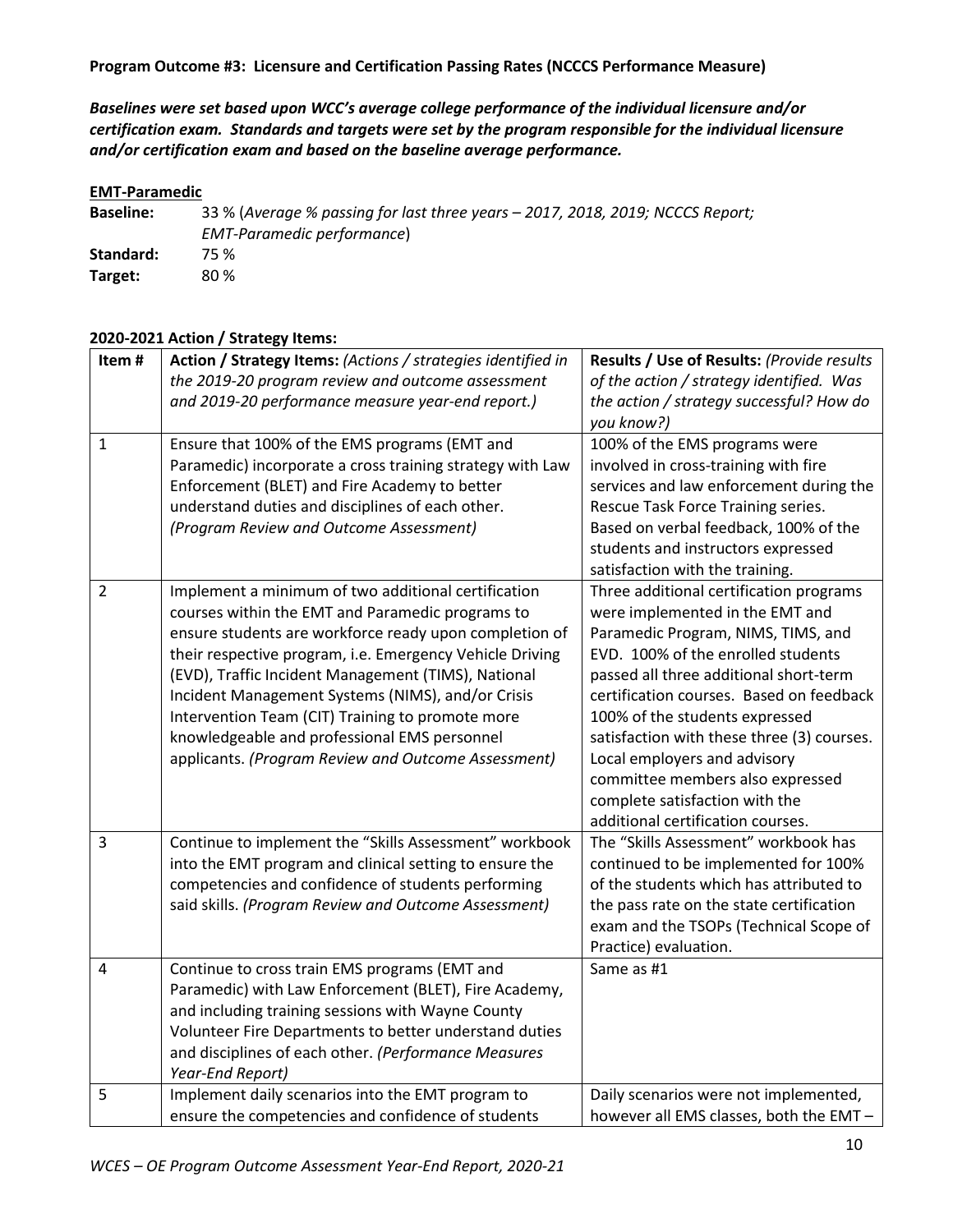**Program Outcome #3: Licensure and Certification Passing Rates (NCCCS Performance Measure)**

***Baselines were set based upon WCC's average college performance of the individual licensure and/or certification exam. Standards and targets were set by the program responsible for the individual licensure and/or certification exam and based on the baseline average performance.***

**EMT-Paramedic**

**Baseline:** 33 % (*Average % passing for last three years – 2017, 2018, 2019; NCCCS Report; EMT-Paramedic performance*)
**Standard:** 75 %
**Target:** 80 %

**2020-2021 Action / Strategy Items:**

| Item # | Action / Strategy Items: *(Actions / strategies identified in the 2019-20 program review and outcome assessment and 2019-20 performance measure year-end report.)* | Results / Use of Results: *(Provide results of the action / strategy identified. Was the action / strategy successful? How do you know?)* |
|---|---|---|
| 1 | Ensure that 100% of the EMS programs (EMT and Paramedic) incorporate a cross training strategy with Law Enforcement (BLET) and Fire Academy to better understand duties and disciplines of each other. *(Program Review and Outcome Assessment)* | 100% of the EMS programs were involved in cross-training with fire services and law enforcement during the Rescue Task Force Training series. Based on verbal feedback, 100% of the students and instructors expressed satisfaction with the training. |
| 2 | Implement a minimum of two additional certification courses within the EMT and Paramedic programs to ensure students are workforce ready upon completion of their respective program, i.e. Emergency Vehicle Driving (EVD), Traffic Incident Management (TIMS), National Incident Management Systems (NIMS), and/or Crisis Intervention Team (CIT) Training to promote more knowledgeable and professional EMS personnel applicants. *(Program Review and Outcome Assessment)* | Three additional certification programs were implemented in the EMT and Paramedic Program, NIMS, TIMS, and EVD. 100% of the enrolled students passed all three additional short-term certification courses. Based on feedback 100% of the students expressed satisfaction with these three (3) courses. Local employers and advisory committee members also expressed complete satisfaction with the additional certification courses. |
| 3 | Continue to implement the "Skills Assessment" workbook into the EMT program and clinical setting to ensure the competencies and confidence of students performing said skills. *(Program Review and Outcome Assessment)* | The "Skills Assessment" workbook has continued to be implemented for 100% of the students which has attributed to the pass rate on the state certification exam and the TSOPs (Technical Scope of Practice) evaluation. |
| 4 | Continue to cross train EMS programs (EMT and Paramedic) with Law Enforcement (BLET), Fire Academy, and including training sessions with Wayne County Volunteer Fire Departments to better understand duties and disciplines of each other. *(Performance Measures Year-End Report)* | Same as #1 |
| 5 | Implement daily scenarios into the EMT program to ensure the competencies and confidence of students | Daily scenarios were not implemented, however all EMS classes, both the EMT – |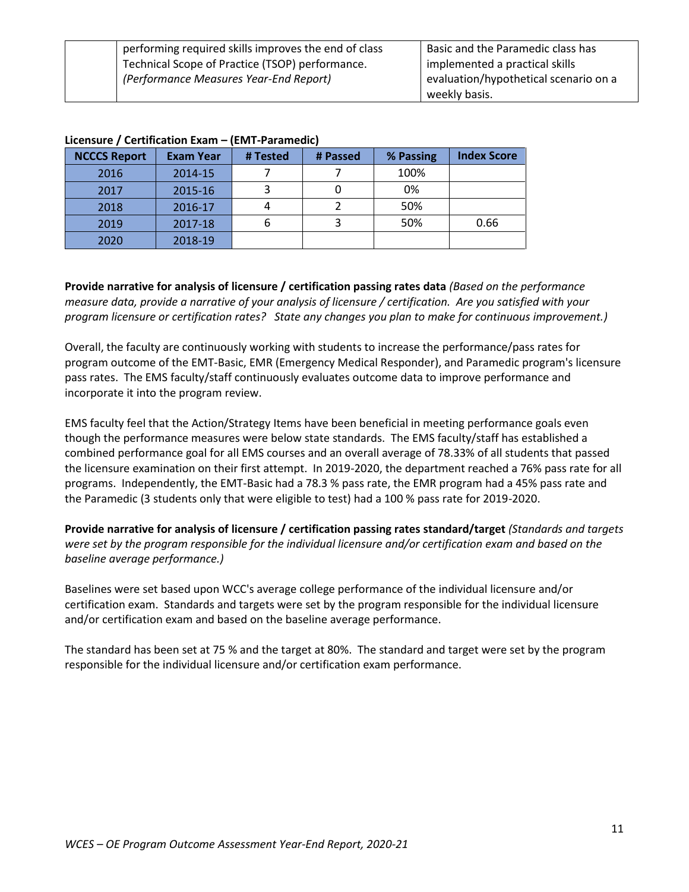| | performing required skills improves the end of class Technical Scope of Practice (TSOP) performance. *(Performance Measures Year-End Report)* | Basic and the Paramedic class has implemented a practical skills evaluation/hypothetical scenario on a weekly basis. |
|---|---|---|

**Licensure / Certification Exam – (EMT-Paramedic)**

| NCCCS Report | Exam Year | # Tested | # Passed | % Passing | Index Score |
|---|---|---|---|---|---|
| 2016 | 2014-15 | 7 | 7 | 100% | |
| 2017 | 2015-16 | 3 | 0 | 0% | |
| 2018 | 2016-17 | 4 | 2 | 50% | |
| 2019 | 2017-18 | 6 | 3 | 50% | 0.66 |
| 2020 | 2018-19 | | | | |

**Provide narrative for analysis of licensure / certification passing rates data** *(Based on the performance measure data, provide a narrative of your analysis of licensure / certification. Are you satisfied with your program licensure or certification rates? State any changes you plan to make for continuous improvement.)*

Overall, the faculty are continuously working with students to increase the performance/pass rates for program outcome of the EMT-Basic, EMR (Emergency Medical Responder), and Paramedic program's licensure pass rates. The EMS faculty/staff continuously evaluates outcome data to improve performance and incorporate it into the program review.

EMS faculty feel that the Action/Strategy Items have been beneficial in meeting performance goals even though the performance measures were below state standards. The EMS faculty/staff has established a combined performance goal for all EMS courses and an overall average of 78.33% of all students that passed the licensure examination on their first attempt. In 2019-2020, the department reached a 76% pass rate for all programs. Independently, the EMT-Basic had a 78.3 % pass rate, the EMR program had a 45% pass rate and the Paramedic (3 students only that were eligible to test) had a 100 % pass rate for 2019-2020.

**Provide narrative for analysis of licensure / certification passing rates standard/target** *(Standards and targets were set by the program responsible for the individual licensure and/or certification exam and based on the baseline average performance.)*

Baselines were set based upon WCC's average college performance of the individual licensure and/or certification exam. Standards and targets were set by the program responsible for the individual licensure and/or certification exam and based on the baseline average performance.

The standard has been set at 75 % and the target at 80%. The standard and target were set by the program responsible for the individual licensure and/or certification exam performance.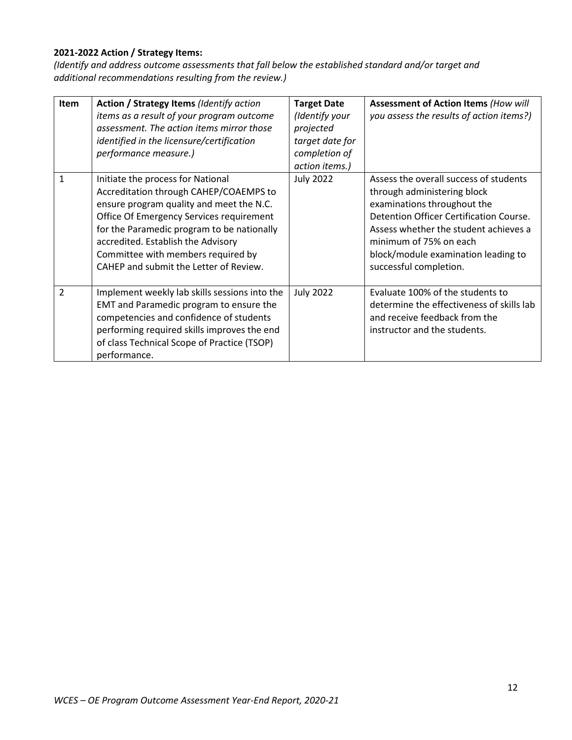**2021-2022 Action / Strategy Items:**

*(Identify and address outcome assessments that fall below the established standard and/or target and additional recommendations resulting from the review.)*

| **Item** | **Action / Strategy Items** *(Identify action items as a result of your program outcome assessment. The action items mirror those identified in the licensure/certification performance measure.)* | **Target Date** *(Identify your projected target date for completion of action items.)* | **Assessment of Action Items** *(How will you assess the results of action items?)* |
|---|---|---|---|
| 1 | Initiate the process for National Accreditation through CAHEP/COAEMPS to ensure program quality and meet the N.C. Office Of Emergency Services requirement for the Paramedic program to be nationally accredited. Establish the Advisory Committee with members required by CAHEP and submit the Letter of Review. | July 2022 | Assess the overall success of students through administering block examinations throughout the Detention Officer Certification Course. Assess whether the student achieves a minimum of 75% on each block/module examination leading to successful completion. |
| 2 | Implement weekly lab skills sessions into the EMT and Paramedic program to ensure the competencies and confidence of students performing required skills improves the end of class Technical Scope of Practice (TSOP) performance. | July 2022 | Evaluate 100% of the students to determine the effectiveness of skills lab and receive feedback from the instructor and the students. |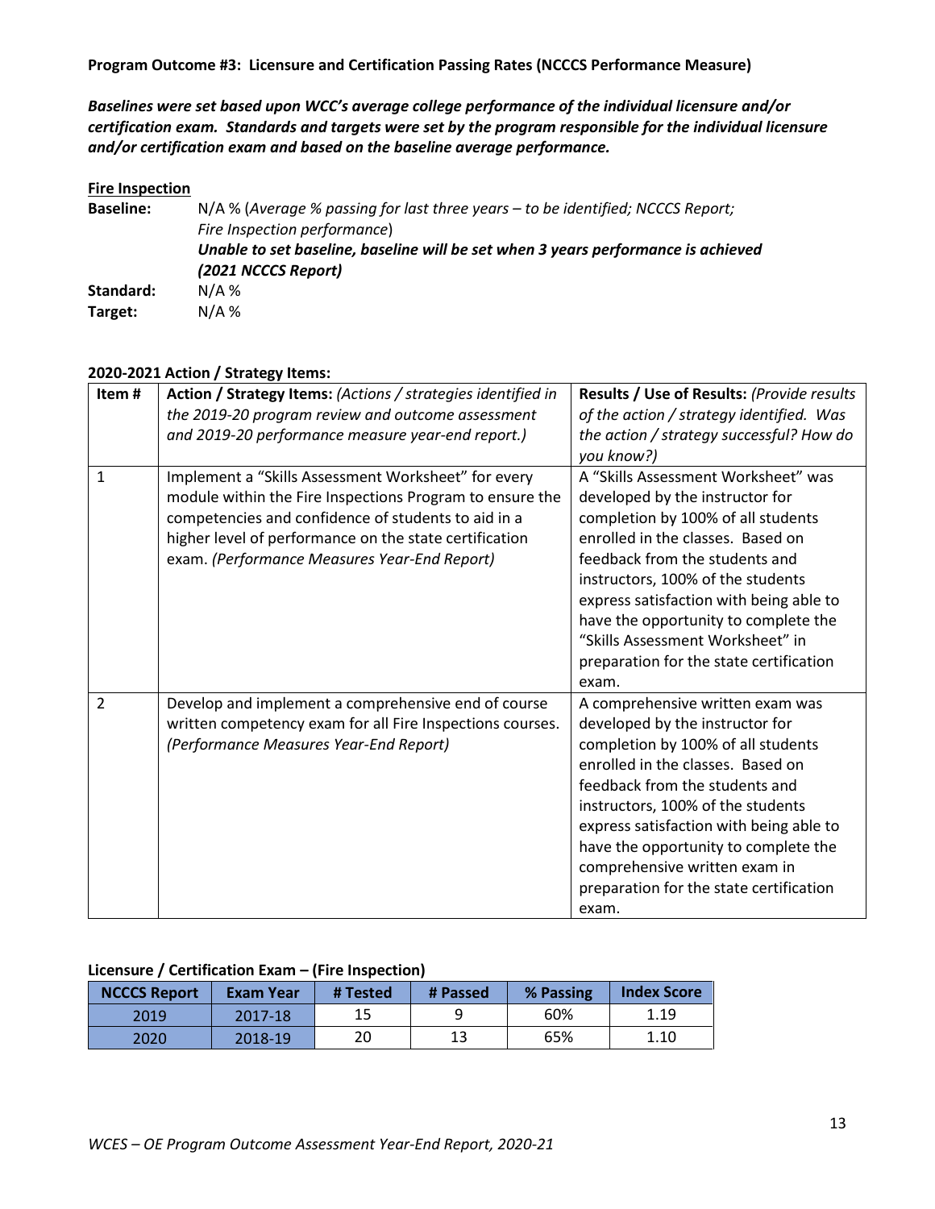**Program Outcome #3: Licensure and Certification Passing Rates (NCCCS Performance Measure)**

***Baselines were set based upon WCC's average college performance of the individual licensure and/or certification exam. Standards and targets were set by the program responsible for the individual licensure and/or certification exam and based on the baseline average performance.***

**Fire Inspection**

**Baseline:** N/A % (*Average % passing for last three years – to be identified; NCCCS Report; Fire Inspection performance*)
***Unable to set baseline, baseline will be set when 3 years performance is achieved (2021 NCCCS Report)***

**Standard:** N/A %

**Target:** N/A %

**2020-2021 Action / Strategy Items:**

| Item # | Action / Strategy Items: *(Actions / strategies identified in the 2019-20 program review and outcome assessment and 2019-20 performance measure year-end report.)* | Results / Use of Results: *(Provide results of the action / strategy identified. Was the action / strategy successful? How do you know?)* |
|---|---|---|
| 1 | Implement a "Skills Assessment Worksheet" for every module within the Fire Inspections Program to ensure the competencies and confidence of students to aid in a higher level of performance on the state certification exam. *(Performance Measures Year-End Report)* | A "Skills Assessment Worksheet" was developed by the instructor for completion by 100% of all students enrolled in the classes. Based on feedback from the students and instructors, 100% of the students express satisfaction with being able to have the opportunity to complete the "Skills Assessment Worksheet" in preparation for the state certification exam. |
| 2 | Develop and implement a comprehensive end of course written competency exam for all Fire Inspections courses. *(Performance Measures Year-End Report)* | A comprehensive written exam was developed by the instructor for completion by 100% of all students enrolled in the classes. Based on feedback from the students and instructors, 100% of the students express satisfaction with being able to have the opportunity to complete the comprehensive written exam in preparation for the state certification exam. |

**Licensure / Certification Exam – (Fire Inspection)**

| NCCCS Report | Exam Year | # Tested | # Passed | % Passing | Index Score |
|---|---|---|---|---|---|
| 2019 | 2017-18 | 15 | 9 | 60% | 1.19 |
| 2020 | 2018-19 | 20 | 13 | 65% | 1.10 |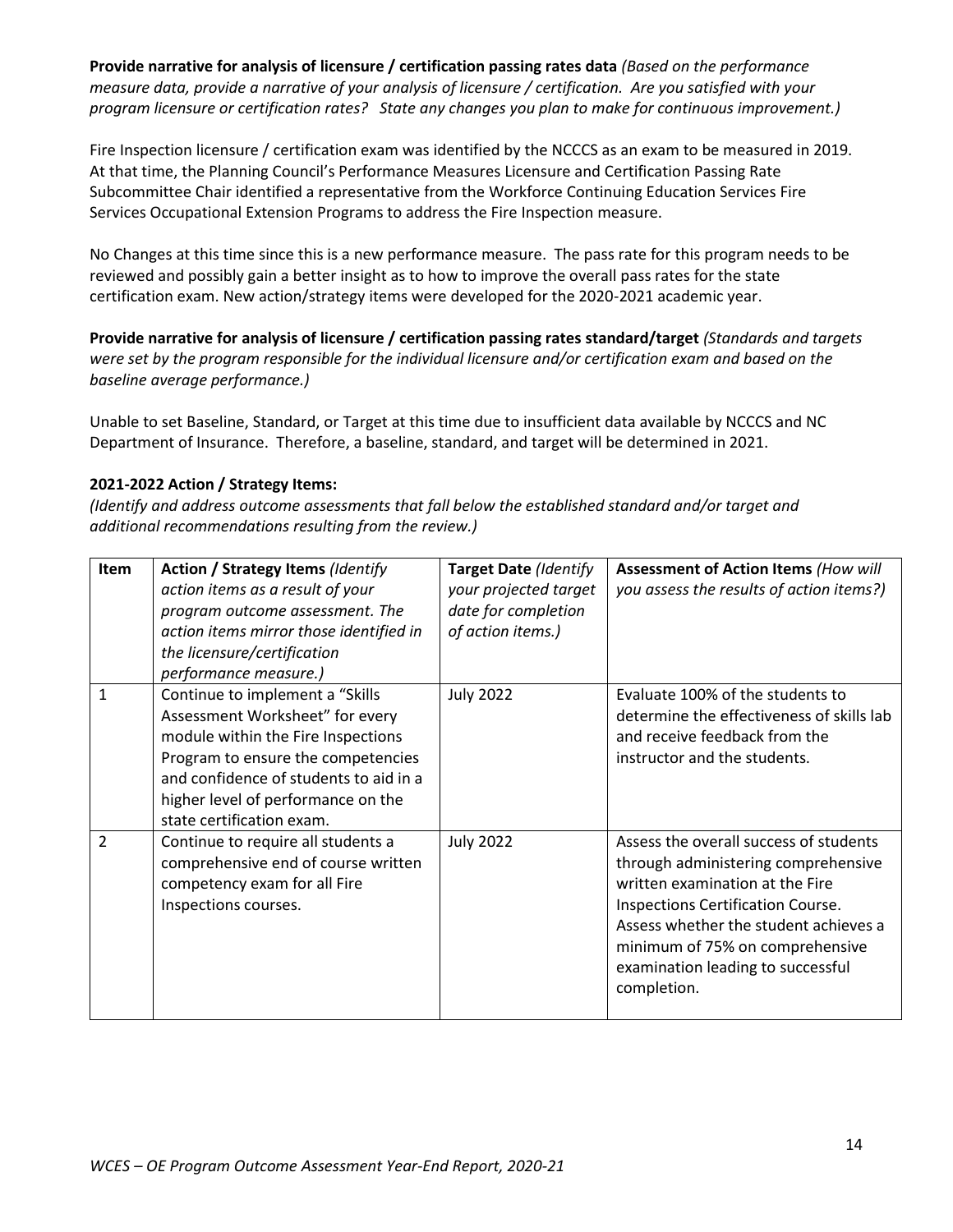**Provide narrative for analysis of licensure / certification passing rates data** *(Based on the performance measure data, provide a narrative of your analysis of licensure / certification. Are you satisfied with your program licensure or certification rates? State any changes you plan to make for continuous improvement.)*

Fire Inspection licensure / certification exam was identified by the NCCCS as an exam to be measured in 2019. At that time, the Planning Council's Performance Measures Licensure and Certification Passing Rate Subcommittee Chair identified a representative from the Workforce Continuing Education Services Fire Services Occupational Extension Programs to address the Fire Inspection measure.

No Changes at this time since this is a new performance measure. The pass rate for this program needs to be reviewed and possibly gain a better insight as to how to improve the overall pass rates for the state certification exam. New action/strategy items were developed for the 2020-2021 academic year.

**Provide narrative for analysis of licensure / certification passing rates standard/target** *(Standards and targets were set by the program responsible for the individual licensure and/or certification exam and based on the baseline average performance.)*

Unable to set Baseline, Standard, or Target at this time due to insufficient data available by NCCCS and NC Department of Insurance. Therefore, a baseline, standard, and target will be determined in 2021.

**2021-2022 Action / Strategy Items:**

*(Identify and address outcome assessments that fall below the established standard and/or target and additional recommendations resulting from the review.)*

| Item | **Action / Strategy Items** *(Identify action items as a result of your program outcome assessment. The action items mirror those identified in the licensure/certification performance measure.)* | **Target Date** *(Identify your projected target date for completion of action items.)* | **Assessment of Action Items** *(How will you assess the results of action items?)* |
|---|---|---|---|
| 1 | Continue to implement a "Skills Assessment Worksheet" for every module within the Fire Inspections Program to ensure the competencies and confidence of students to aid in a higher level of performance on the state certification exam. | July 2022 | Evaluate 100% of the students to determine the effectiveness of skills lab and receive feedback from the instructor and the students. |
| 2 | Continue to require all students a comprehensive end of course written competency exam for all Fire Inspections courses. | July 2022 | Assess the overall success of students through administering comprehensive written examination at the Fire Inspections Certification Course. Assess whether the student achieves a minimum of 75% on comprehensive examination leading to successful completion. |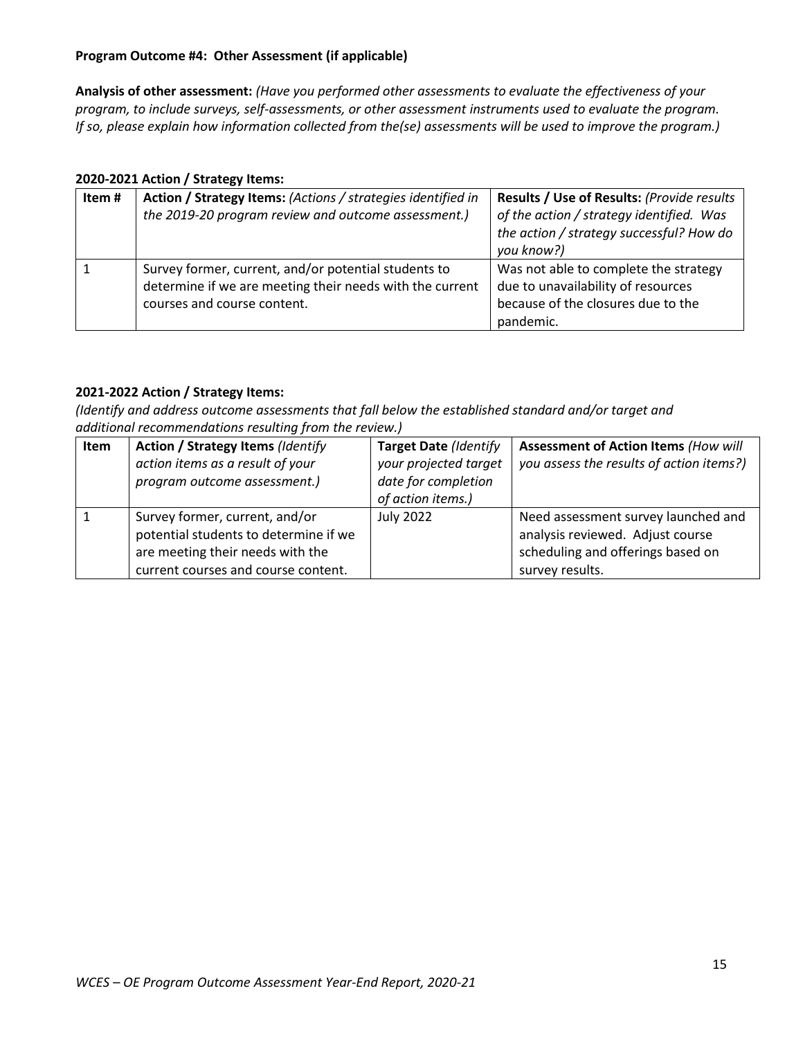**Program Outcome #4: Other Assessment (if applicable)**

**Analysis of other assessment:** *(Have you performed other assessments to evaluate the effectiveness of your program, to include surveys, self-assessments, or other assessment instruments used to evaluate the program. If so, please explain how information collected from the(se) assessments will be used to improve the program.)*

**2020-2021 Action / Strategy Items:**

| Item # | **Action / Strategy Items:** *(Actions / strategies identified in the 2019-20 program review and outcome assessment.)* | **Results / Use of Results:** *(Provide results of the action / strategy identified. Was the action / strategy successful? How do you know?)* |
|---|---|---|
| 1 | Survey former, current, and/or potential students to determine if we are meeting their needs with the current courses and course content. | Was not able to complete the strategy due to unavailability of resources because of the closures due to the pandemic. |

**2021-2022 Action / Strategy Items:**

*(Identify and address outcome assessments that fall below the established standard and/or target and additional recommendations resulting from the review.)*

| Item | **Action / Strategy Items** *(Identify action items as a result of your program outcome assessment.)* | **Target Date** *(Identify your projected target date for completion of action items.)* | **Assessment of Action Items** *(How will you assess the results of action items?)* |
|---|---|---|---|
| 1 | Survey former, current, and/or potential students to determine if we are meeting their needs with the current courses and course content. | July 2022 | Need assessment survey launched and analysis reviewed. Adjust course scheduling and offerings based on survey results. |